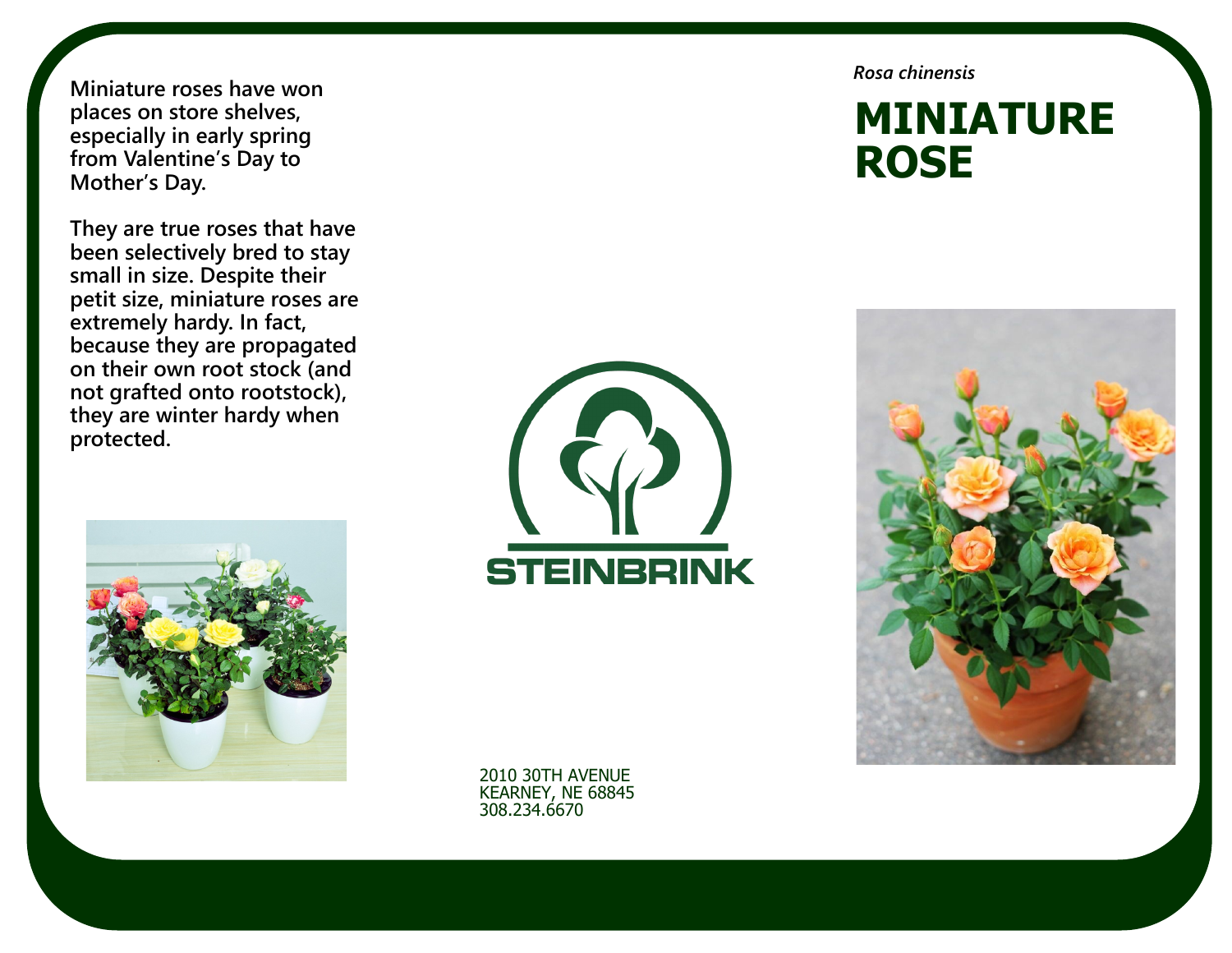*Rosa chinensis*

# MINIATURE ROSE

**Miniature roses have won places on store shelves, especially in early spring from Valentine's Day to Mother's Day.**

**They are true roses that have been selectively bred to stay small in size. Despite their petit size, miniature roses are extremely hardy. In fact, because they are propagated on their own root stock (and not grafted onto rootstock), they are winter hardy when protected.**

STEINBRINK

2010 30TH AVENUE
KEARNEY, NE 68845
308.234.6670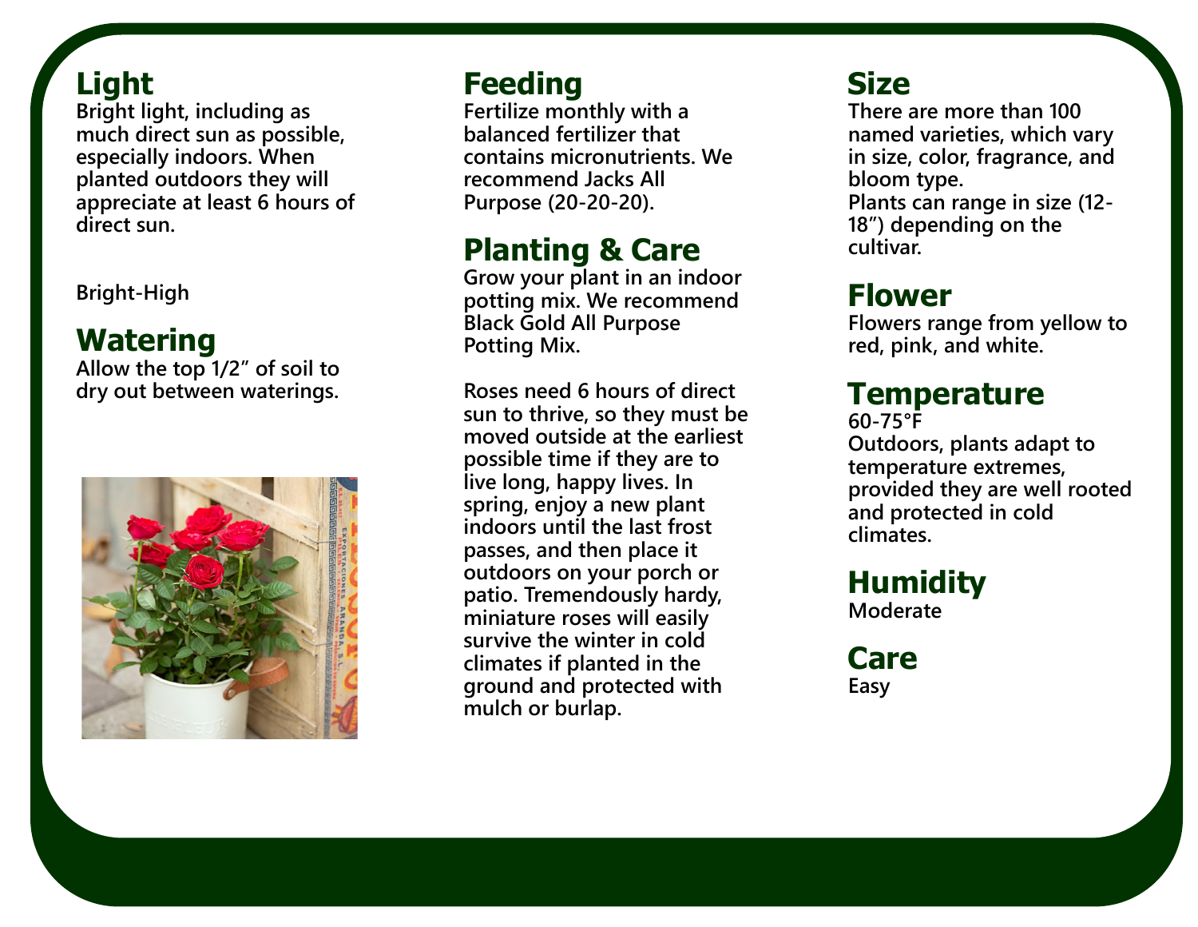## Light

Bright light, including as much direct sun as possible, especially indoors. When planted outdoors they will appreciate at least 6 hours of direct sun.

Bright-High

## Watering

Allow the top 1/2" of soil to dry out between waterings.

## Feeding

Fertilize monthly with a balanced fertilizer that contains micronutrients. We recommend Jacks All Purpose (20-20-20).

## Planting & Care

Grow your plant in an indoor potting mix. We recommend Black Gold All Purpose Potting Mix.

Roses need 6 hours of direct sun to thrive, so they must be moved outside at the earliest possible time if they are to live long, happy lives. In spring, enjoy a new plant indoors until the last frost passes, and then place it outdoors on your porch or patio. Tremendously hardy, miniature roses will easily survive the winter in cold climates if planted in the ground and protected with mulch or burlap.

## Size

There are more than 100 named varieties, which vary in size, color, fragrance, and bloom type.
Plants can range in size (12-18") depending on the cultivar.

## Flower

Flowers range from yellow to red, pink, and white.

## Temperature

60-75°F
Outdoors, plants adapt to temperature extremes, provided they are well rooted and protected in cold climates.

## Humidity

Moderate

## Care

Easy